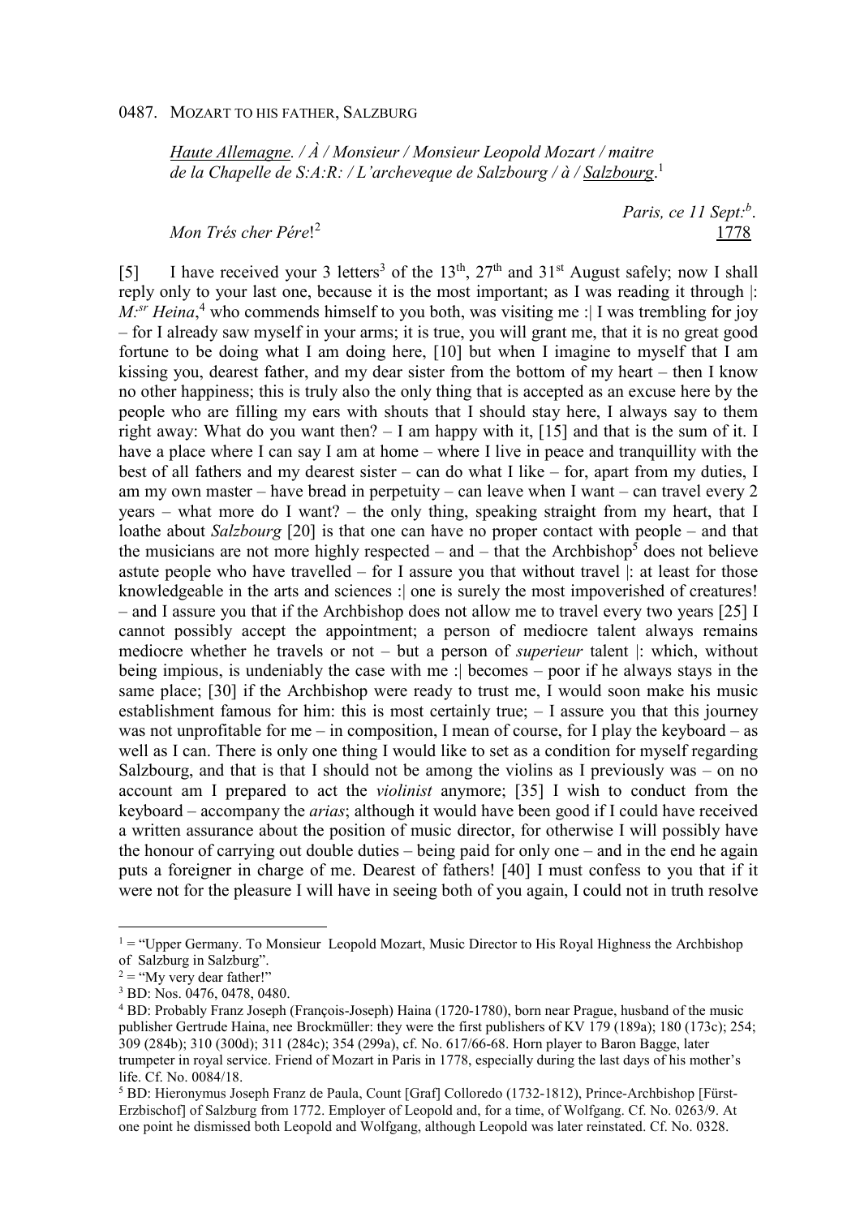0487. MOZART TO HIS FATHER, SALZBURG

*Haute Allemagne. / À / Monsieur / Monsieur Leopold Mozart / maitre de la Chapelle de S:A:R: / L'archeveque de Salzbourg / à / Salzbourg*.[1]

*Paris, ce 11 Sept:[b]*. 1778

*Mon Trés cher Pére*![2]

[5] I have received your 3 letters[3] of the 13th, 27th and 31st August safely; now I shall reply only to your last one, because it is the most important; as I was reading it through |: *M:sr Heina*,[4] who commends himself to you both, was visiting me :| I was trembling for joy – for I already saw myself in your arms; it is true, you will grant me, that it is no great good fortune to be doing what I am doing here, [10] but when I imagine to myself that I am kissing you, dearest father, and my dear sister from the bottom of my heart – then I know no other happiness; this is truly also the only thing that is accepted as an excuse here by the people who are filling my ears with shouts that I should stay here, I always say to them right away: What do you want then? – I am happy with it, [15] and that is the sum of it. I have a place where I can say I am at home – where I live in peace and tranquillity with the best of all fathers and my dearest sister – can do what I like – for, apart from my duties, I am my own master – have bread in perpetuity – can leave when I want – can travel every 2 years – what more do I want? – the only thing, speaking straight from my heart, that I loathe about *Salzbourg* [20] is that one can have no proper contact with people – and that the musicians are not more highly respected – and – that the Archbishop[5] does not believe astute people who have travelled – for I assure you that without travel |: at least for those knowledgeable in the arts and sciences :| one is surely the most impoverished of creatures! – and I assure you that if the Archbishop does not allow me to travel every two years [25] I cannot possibly accept the appointment; a person of mediocre talent always remains mediocre whether he travels or not – but a person of *superieur* talent |: which, without being impious, is undeniably the case with me :| becomes – poor if he always stays in the same place; [30] if the Archbishop were ready to trust me, I would soon make his music establishment famous for him: this is most certainly true; – I assure you that this journey was not unprofitable for me – in composition, I mean of course, for I play the keyboard – as well as I can. There is only one thing I would like to set as a condition for myself regarding Salzbourg, and that is that I should not be among the violins as I previously was – on no account am I prepared to act the *violinist* anymore; [35] I wish to conduct from the keyboard – accompany the *arias*; although it would have been good if I could have received a written assurance about the position of music director, for otherwise I will possibly have the honour of carrying out double duties – being paid for only one – and in the end he again puts a foreigner in charge of me. Dearest of fathers! [40] I must confess to you that if it were not for the pleasure I will have in seeing both of you again, I could not in truth resolve

---

[1] = "Upper Germany. To Monsieur Leopold Mozart, Music Director to His Royal Highness the Archbishop of Salzburg in Salzburg".

[2] = "My very dear father!"

[3] BD: Nos. 0476, 0478, 0480.

[4] BD: Probably Franz Joseph (François-Joseph) Haina (1720-1780), born near Prague, husband of the music publisher Gertrude Haina, nee Brockmüller: they were the first publishers of KV 179 (189a); 180 (173c); 254; 309 (284b); 310 (300d); 311 (284c); 354 (299a), cf. No. 617/66-68. Horn player to Baron Bagge, later trumpeter in royal service. Friend of Mozart in Paris in 1778, especially during the last days of his mother's life. Cf. No. 0084/18.

[5] BD: Hieronymus Joseph Franz de Paula, Count [Graf] Colloredo (1732-1812), Prince-Archbishop [Fürst-Erzbischof] of Salzburg from 1772. Employer of Leopold and, for a time, of Wolfgang. Cf. No. 0263/9. At one point he dismissed both Leopold and Wolfgang, although Leopold was later reinstated. Cf. No. 0328.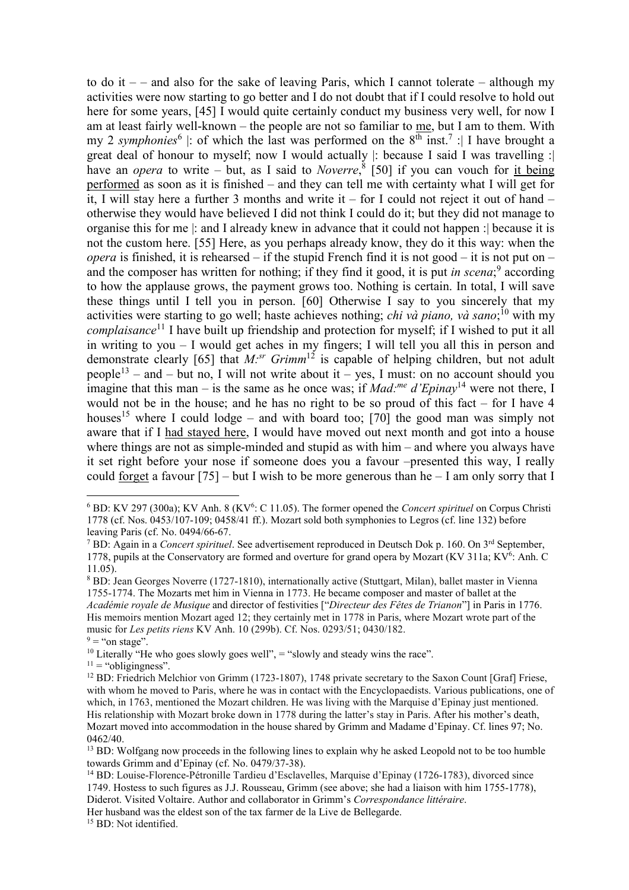to do it – – and also for the sake of leaving Paris, which I cannot tolerate – although my activities were now starting to go better and I do not doubt that if I could resolve to hold out here for some years, [45] I would quite certainly conduct my business very well, for now I am at least fairly well-known – the people are not so familiar to me, but I am to them. With my 2 *symphonies*[6] |: of which the last was performed on the 8th inst.[7] :| I have brought a great deal of honour to myself; now I would actually |: because I said I was travelling :| have an *opera* to write – but, as I said to *Noverre*,[8] [50] if you can vouch for it being performed as soon as it is finished – and they can tell me with certainty what I will get for it, I will stay here a further 3 months and write it – for I could not reject it out of hand – otherwise they would have believed I did not think I could do it; but they did not manage to organise this for me |: and I already knew in advance that it could not happen :| because it is not the custom here. [55] Here, as you perhaps already know, they do it this way: when the *opera* is finished, it is rehearsed – if the stupid French find it is not good – it is not put on – and the composer has written for nothing; if they find it good, it is put *in scena*;[9] according to how the applause grows, the payment grows too. Nothing is certain. In total, I will save these things until I tell you in person. [60] Otherwise I say to you sincerely that my activities were starting to go well; haste achieves nothing; *chi và piano, và sano*;[10] with my *complaisance*[11] I have built up friendship and protection for myself; if I wished to put it all in writing to you – I would get aches in my fingers; I will tell you all this in person and demonstrate clearly [65] that *M:sr Grimm*[12] is capable of helping children, but not adult people[13] – and – but no, I will not write about it – yes, I must: on no account should you imagine that this man – is the same as he once was; if *Mad:me d'Epinay*[14] were not there, I would not be in the house; and he has no right to be so proud of this fact – for I have 4 houses[15] where I could lodge – and with board too; [70] the good man was simply not aware that if I had stayed here, I would have moved out next month and got into a house where things are not as simple-minded and stupid as with him – and where you always have it set right before your nose if someone does you a favour –presented this way, I really could forget a favour [75] – but I wish to be more generous than he – I am only sorry that I

---

[6] BD: KV 297 (300a); KV Anh. 8 (KV6: C 11.05). The former opened the *Concert spirituel* on Corpus Christi 1778 (cf. Nos. 0453/107-109; 0458/41 ff.). Mozart sold both symphonies to Legros (cf. line 132) before leaving Paris (cf. No. 0494/66-67.

[7] BD: Again in a *Concert spirituel*. See advertisement reproduced in Deutsch Dok p. 160. On 3rd September, 1778, pupils at the Conservatory are formed and overture for grand opera by Mozart (KV 311a; KV6: Anh. C 11.05).

[8] BD: Jean Georges Noverre (1727-1810), internationally active (Stuttgart, Milan), ballet master in Vienna 1755-1774. The Mozarts met him in Vienna in 1773. He became composer and master of ballet at the *Académie royale de Musique* and director of festivities ["*Directeur des Fêtes de Trianon*"] in Paris in 1776. His memoirs mention Mozart aged 12; they certainly met in 1778 in Paris, where Mozart wrote part of the music for *Les petits riens* KV Anh. 10 (299b). Cf. Nos. 0293/51; 0430/182.

[9] = "on stage".

[10] Literally "He who goes slowly goes well", = "slowly and steady wins the race".

[11] = "obligingness".

[12] BD: Friedrich Melchior von Grimm (1723-1807), 1748 private secretary to the Saxon Count [Graf] Friese, with whom he moved to Paris, where he was in contact with the Encyclopaedists. Various publications, one of which, in 1763, mentioned the Mozart children. He was living with the Marquise d'Epinay just mentioned. His relationship with Mozart broke down in 1778 during the latter's stay in Paris. After his mother's death, Mozart moved into accommodation in the house shared by Grimm and Madame d'Epinay. Cf. lines 97; No. 0462/40.

[13] BD: Wolfgang now proceeds in the following lines to explain why he asked Leopold not to be too humble towards Grimm and d'Epinay (cf. No. 0479/37-38).

[14] BD: Louise-Florence-Pétronille Tardieu d'Esclavelles, Marquise d'Epinay (1726-1783), divorced since 1749. Hostess to such figures as J.J. Rousseau, Grimm (see above; she had a liaison with him 1755-1778), Diderot. Visited Voltaire. Author and collaborator in Grimm's *Correspondance littéraire*. Her husband was the eldest son of the tax farmer de la Live de Bellegarde.

[15] BD: Not identified.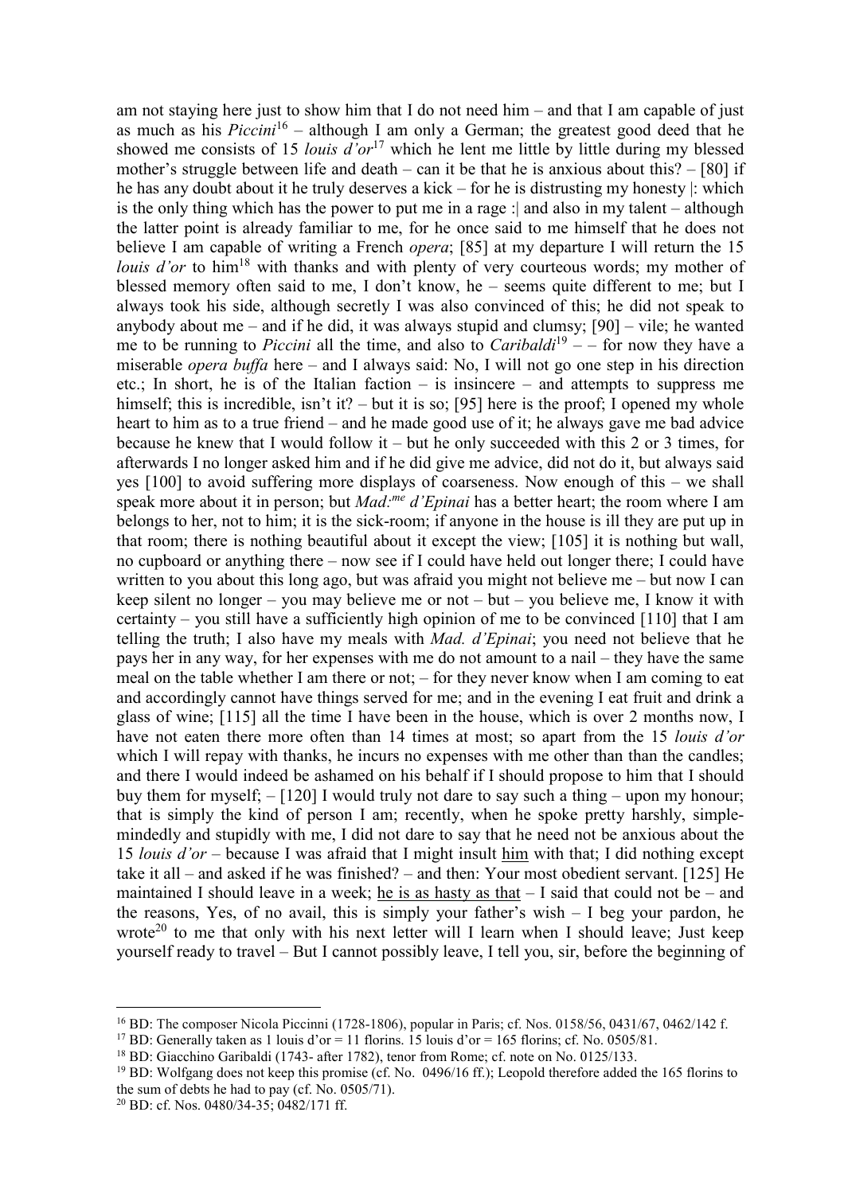am not staying here just to show him that I do not need him – and that I am capable of just as much as his *Piccini*[16] – although I am only a German; the greatest good deed that he showed me consists of 15 *louis d'or*[17] which he lent me little by little during my blessed mother's struggle between life and death – can it be that he is anxious about this? – [80] if he has any doubt about it he truly deserves a kick – for he is distrusting my honesty |: which is the only thing which has the power to put me in a rage :| and also in my talent – although the latter point is already familiar to me, for he once said to me himself that he does not believe I am capable of writing a French *opera*; [85] at my departure I will return the 15 *louis d'or* to him[18] with thanks and with plenty of very courteous words; my mother of blessed memory often said to me, I don't know, he – seems quite different to me; but I always took his side, although secretly I was also convinced of this; he did not speak to anybody about me – and if he did, it was always stupid and clumsy; [90] – vile; he wanted me to be running to *Piccini* all the time, and also to *Caribaldi*[19] – – for now they have a miserable *opera buffa* here – and I always said: No, I will not go one step in his direction etc.; In short, he is of the Italian faction – is insincere – and attempts to suppress me himself; this is incredible, isn't it? – but it is so; [95] here is the proof; I opened my whole heart to him as to a true friend – and he made good use of it; he always gave me bad advice because he knew that I would follow it – but he only succeeded with this 2 or 3 times, for afterwards I no longer asked him and if he did give me advice, did not do it, but always said yes [100] to avoid suffering more displays of coarseness. Now enough of this – we shall speak more about it in person; but *Mad:me d'Epinai* has a better heart; the room where I am belongs to her, not to him; it is the sick-room; if anyone in the house is ill they are put up in that room; there is nothing beautiful about it except the view; [105] it is nothing but wall, no cupboard or anything there – now see if I could have held out longer there; I could have written to you about this long ago, but was afraid you might not believe me – but now I can keep silent no longer – you may believe me or not – but – you believe me, I know it with certainty – you still have a sufficiently high opinion of me to be convinced [110] that I am telling the truth; I also have my meals with *Mad. d'Epinai*; you need not believe that he pays her in any way, for her expenses with me do not amount to a nail – they have the same meal on the table whether I am there or not; – for they never know when I am coming to eat and accordingly cannot have things served for me; and in the evening I eat fruit and drink a glass of wine; [115] all the time I have been in the house, which is over 2 months now, I have not eaten there more often than 14 times at most; so apart from the 15 *louis d'or* which I will repay with thanks, he incurs no expenses with me other than than the candles; and there I would indeed be ashamed on his behalf if I should propose to him that I should buy them for myself; – [120] I would truly not dare to say such a thing – upon my honour; that is simply the kind of person I am; recently, when he spoke pretty harshly, simple-mindedly and stupidly with me, I did not dare to say that he need not be anxious about the 15 *louis d'or* – because I was afraid that I might insult <u>him</u> with that; I did nothing except take it all – and asked if he was finished? – and then: Your most obedient servant. [125] He maintained I should leave in a week; <u>he is as hasty as that</u> – I said that could not be – and the reasons, Yes, of no avail, this is simply your father's wish – I beg your pardon, he wrote[20] to me that only with his next letter will I learn when I should leave; Just keep yourself ready to travel – But I cannot possibly leave, I tell you, sir, before the beginning of

---

[16] BD: The composer Nicola Piccinni (1728-1806), popular in Paris; cf. Nos. 0158/56, 0431/67, 0462/142 f.

[17] BD: Generally taken as 1 louis d'or = 11 florins. 15 louis d'or = 165 florins; cf. No. 0505/81.

[18] BD: Giacchino Garibaldi (1743- after 1782), tenor from Rome; cf. note on No. 0125/133.

[19] BD: Wolfgang does not keep this promise (cf. No. 0496/16 ff.); Leopold therefore added the 165 florins to the sum of debts he had to pay (cf. No. 0505/71).

[20] BD: cf. Nos. 0480/34-35; 0482/171 ff.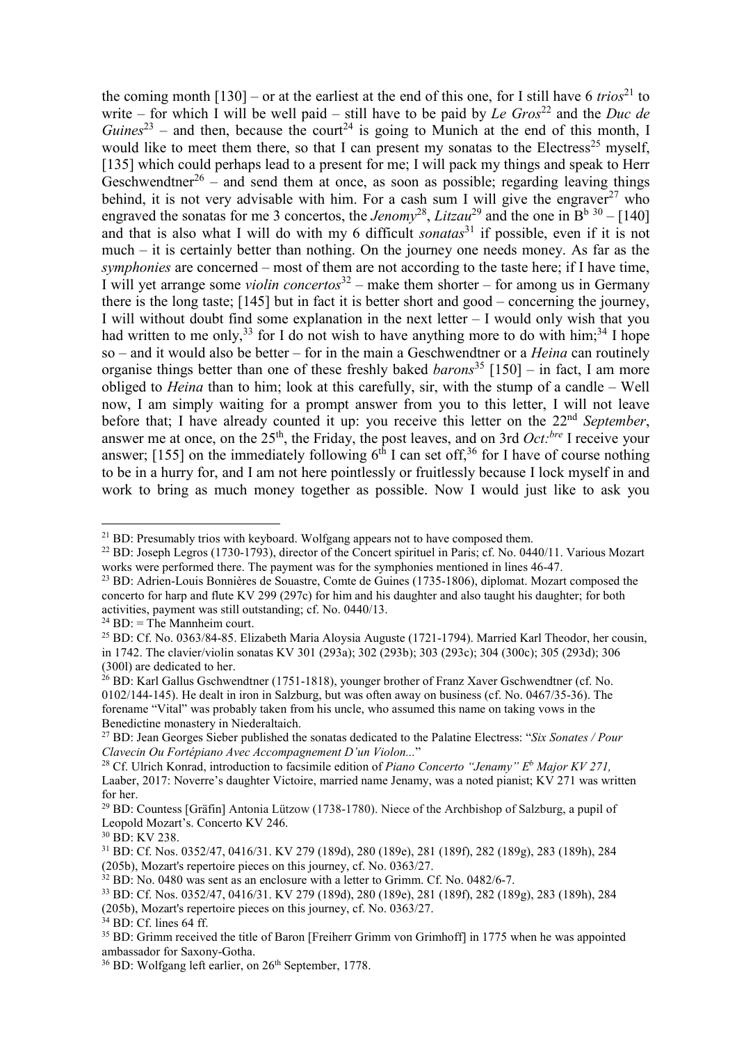the coming month [130] – or at the earliest at the end of this one, for I still have 6 *trios*[21] to write – for which I will be well paid – still have to be paid by *Le Gros*[22] and the *Duc de Guines*[23] – and then, because the court[24] is going to Munich at the end of this month, I would like to meet them there, so that I can present my sonatas to the Electress[25] myself, [135] which could perhaps lead to a present for me; I will pack my things and speak to Herr Geschwendtner[26] – and send them at once, as soon as possible; regarding leaving things behind, it is not very advisable with him. For a cash sum I will give the engraver[27] who engraved the sonatas for me 3 concertos, the *Jenomy*[28], *Litzau*[29] and the one in B$^{b}$ [30] – [140] and that is also what I will do with my 6 difficult *sonatas*[31] if possible, even if it is not much – it is certainly better than nothing. On the journey one needs money. As far as the *symphonies* are concerned – most of them are not according to the taste here; if I have time, I will yet arrange some *violin concertos*[32] – make them shorter – for among us in Germany there is the long taste; [145] but in fact it is better short and good – concerning the journey, I will without doubt find some explanation in the next letter – I would only wish that you had written to me only,[33] for I do not wish to have anything more to do with him;[34] I hope so – and it would also be better – for in the main a Geschwendtner or a *Heina* can routinely organise things better than one of these freshly baked *barons*[35] [150] – in fact, I am more obliged to *Heina* than to him; look at this carefully, sir, with the stump of a candle – Well now, I am simply waiting for a prompt answer from you to this letter, I will not leave before that; I have already counted it up: you receive this letter on the 22nd *September*, answer me at once, on the 25th, the Friday, the post leaves, and on 3rd *Oct:bre* I receive your answer; [155] on the immediately following 6th I can set off,[36] for I have of course nothing to be in a hurry for, and I am not here pointlessly or fruitlessly because I lock myself in and work to bring as much money together as possible. Now I would just like to ask you

---

[21] BD: Presumably trios with keyboard. Wolfgang appears not to have composed them.

[22] BD: Joseph Legros (1730-1793), director of the Concert spirituel in Paris; cf. No. 0440/11. Various Mozart works were performed there. The payment was for the symphonies mentioned in lines 46-47.

[23] BD: Adrien-Louis Bonnières de Souastre, Comte de Guines (1735-1806), diplomat. Mozart composed the concerto for harp and flute KV 299 (297c) for him and his daughter and also taught his daughter; for both activities, payment was still outstanding; cf. No. 0440/13.

[24] BD: = The Mannheim court.

[25] BD: Cf. No. 0363/84-85. Elizabeth Maria Aloysia Auguste (1721-1794). Married Karl Theodor, her cousin, in 1742. The clavier/violin sonatas KV 301 (293a); 302 (293b); 303 (293c); 304 (300c); 305 (293d); 306 (300l) are dedicated to her.

[26] BD: Karl Gallus Gschwendtner (1751-1818), younger brother of Franz Xaver Gschwendtner (cf. No. 0102/144-145). He dealt in iron in Salzburg, but was often away on business (cf. No. 0467/35-36). The forename "Vital" was probably taken from his uncle, who assumed this name on taking vows in the Benedictine monastery in Niederaltaich.

[27] BD: Jean Georges Sieber published the sonatas dedicated to the Palatine Electress: "*Six Sonates / Pour Clavecin Ou Fortépiano Avec Accompagnement D'un Violon...*"

[28] Cf. Ulrich Konrad, introduction to facsimile edition of *Piano Concerto "Jenamy" E$^{b}$ Major KV 271,* Laaber, 2017: Noverre's daughter Victoire, married name Jenamy, was a noted pianist; KV 271 was written for her.

[29] BD: Countess [Gräfin] Antonia Lützow (1738-1780). Niece of the Archbishop of Salzburg, a pupil of Leopold Mozart's. Concerto KV 246.

[30] BD: KV 238.

[31] BD: Cf. Nos. 0352/47, 0416/31. KV 279 (189d), 280 (189e), 281 (189f), 282 (189g), 283 (189h), 284 (205b), Mozart's repertoire pieces on this journey, cf. No. 0363/27.

[32] BD: No. 0480 was sent as an enclosure with a letter to Grimm. Cf. No. 0482/6-7.

[33] BD: Cf. Nos. 0352/47, 0416/31. KV 279 (189d), 280 (189e), 281 (189f), 282 (189g), 283 (189h), 284 (205b), Mozart's repertoire pieces on this journey, cf. No. 0363/27.

[34] BD: Cf. lines 64 ff.

[35] BD: Grimm received the title of Baron [Freiherr Grimm von Grimhoff] in 1775 when he was appointed ambassador for Saxony-Gotha.

[36] BD: Wolfgang left earlier, on 26th September, 1778.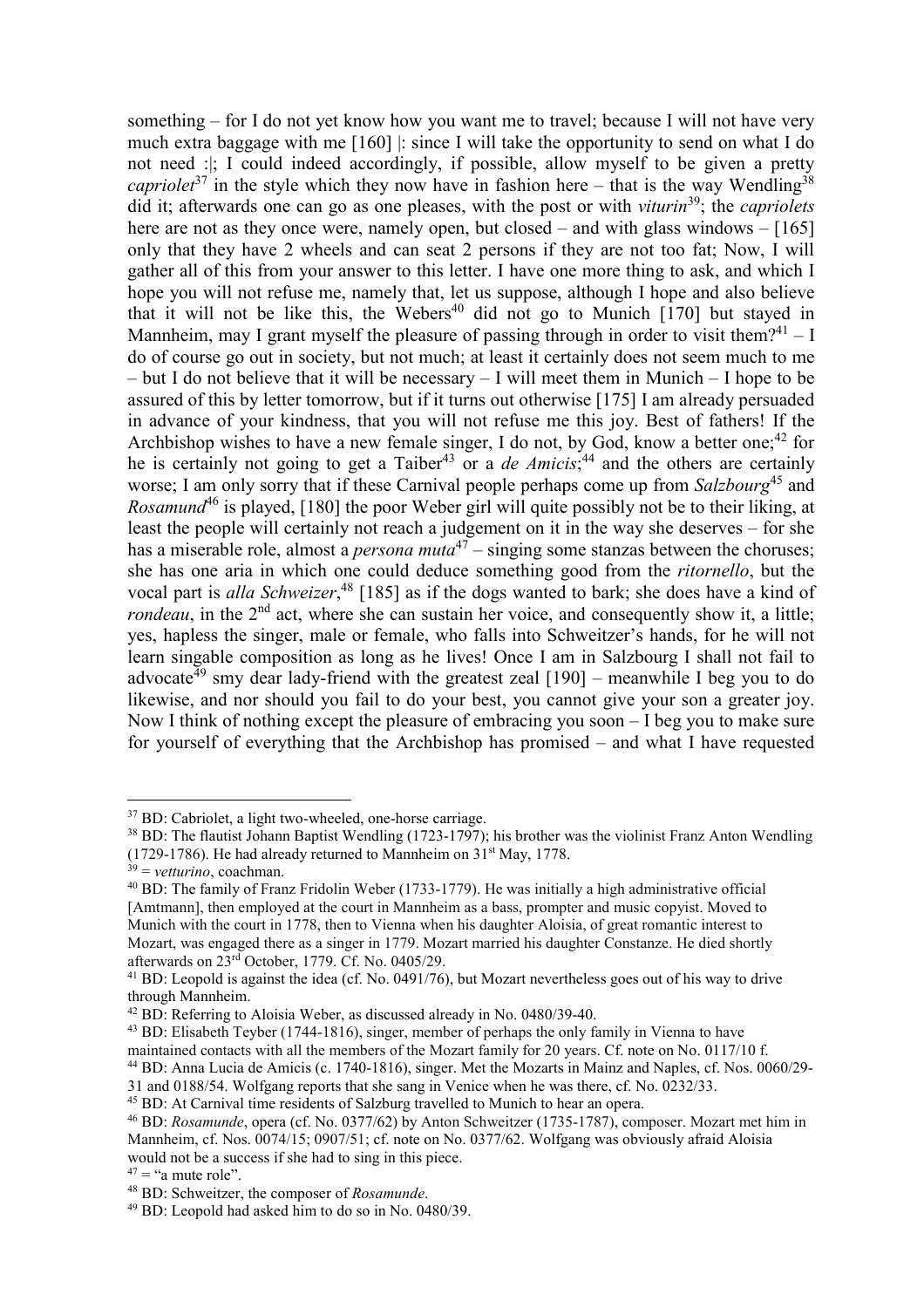something – for I do not yet know how you want me to travel; because I will not have very much extra baggage with me [160] |: since I will take the opportunity to send on what I do not need :|; I could indeed accordingly, if possible, allow myself to be given a pretty *capriolet*[37] in the style which they now have in fashion here – that is the way Wendling[38] did it; afterwards one can go as one pleases, with the post or with *viturin*[39]; the *capriolets* here are not as they once were, namely open, but closed – and with glass windows – [165] only that they have 2 wheels and can seat 2 persons if they are not too fat; Now, I will gather all of this from your answer to this letter. I have one more thing to ask, and which I hope you will not refuse me, namely that, let us suppose, although I hope and also believe that it will not be like this, the Webers[40] did not go to Munich [170] but stayed in Mannheim, may I grant myself the pleasure of passing through in order to visit them?[41] – I do of course go out in society, but not much; at least it certainly does not seem much to me – but I do not believe that it will be necessary – I will meet them in Munich – I hope to be assured of this by letter tomorrow, but if it turns out otherwise [175] I am already persuaded in advance of your kindness, that you will not refuse me this joy. Best of fathers! If the Archbishop wishes to have a new female singer, I do not, by God, know a better one;[42] for he is certainly not going to get a Taiber[43] or a *de Amicis*;[44] and the others are certainly worse; I am only sorry that if these Carnival people perhaps come up from *Salzbourg*[45] and *Rosamund*[46] is played, [180] the poor Weber girl will quite possibly not be to their liking, at least the people will certainly not reach a judgement on it in the way she deserves – for she has a miserable role, almost a *persona muta*[47] – singing some stanzas between the choruses; she has one aria in which one could deduce something good from the *ritornello*, but the vocal part is *alla Schweizer*,[48] [185] as if the dogs wanted to bark; she does have a kind of *rondeau*, in the 2nd act, where she can sustain her voice, and consequently show it, a little; yes, hapless the singer, male or female, who falls into Schweitzer's hands, for he will not learn singable composition as long as he lives! Once I am in Salzbourg I shall not fail to advocate[49] smy dear lady-friend with the greatest zeal [190] – meanwhile I beg you to do likewise, and nor should you fail to do your best, you cannot give your son a greater joy. Now I think of nothing except the pleasure of embracing you soon – I beg you to make sure for yourself of everything that the Archbishop has promised – and what I have requested

---

[37] BD: Cabriolet, a light two-wheeled, one-horse carriage.

[38] BD: The flautist Johann Baptist Wendling (1723-1797); his brother was the violinist Franz Anton Wendling (1729-1786). He had already returned to Mannheim on 31st May, 1778.

[39] = *vetturino*, coachman.

[40] BD: The family of Franz Fridolin Weber (1733-1779). He was initially a high administrative official [Amtmann], then employed at the court in Mannheim as a bass, prompter and music copyist. Moved to Munich with the court in 1778, then to Vienna when his daughter Aloisia, of great romantic interest to Mozart, was engaged there as a singer in 1779. Mozart married his daughter Constanze. He died shortly afterwards on 23rd October, 1779. Cf. No. 0405/29.

[41] BD: Leopold is against the idea (cf. No. 0491/76), but Mozart nevertheless goes out of his way to drive through Mannheim.

[42] BD: Referring to Aloisia Weber, as discussed already in No. 0480/39-40.

[43] BD: Elisabeth Teyber (1744-1816), singer, member of perhaps the only family in Vienna to have maintained contacts with all the members of the Mozart family for 20 years. Cf. note on No. 0117/10 f.

[44] BD: Anna Lucia de Amicis (c. 1740-1816), singer. Met the Mozarts in Mainz and Naples, cf. Nos. 0060/29-31 and 0188/54. Wolfgang reports that she sang in Venice when he was there, cf. No. 0232/33.

[45] BD: At Carnival time residents of Salzburg travelled to Munich to hear an opera.

[46] BD: *Rosamunde*, opera (cf. No. 0377/62) by Anton Schweitzer (1735-1787), composer. Mozart met him in Mannheim, cf. Nos. 0074/15; 0907/51; cf. note on No. 0377/62. Wolfgang was obviously afraid Aloisia would not be a success if she had to sing in this piece.

[47] = "a mute role".

[48] BD: Schweitzer, the composer of *Rosamunde*.

[49] BD: Leopold had asked him to do so in No. 0480/39.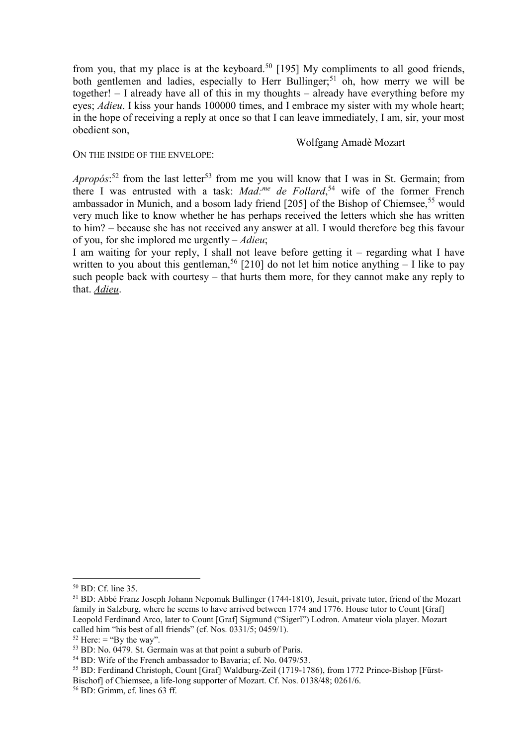from you, that my place is at the keyboard.[50] [195] My compliments to all good friends, both gentlemen and ladies, especially to Herr Bullinger;[51] oh, how merry we will be together! – I already have all of this in my thoughts – already have everything before my eyes; *Adieu*. I kiss your hands 100000 times, and I embrace my sister with my whole heart; in the hope of receiving a reply at once so that I can leave immediately, I am, sir, your most obedient son,

Wolfgang Amadè Mozart

ON THE INSIDE OF THE ENVELOPE:

*Apropós*:[52] from the last letter[53] from me you will know that I was in St. Germain; from there I was entrusted with a task: *Mad:me de Follard*,[54] wife of the former French ambassador in Munich, and a bosom lady friend [205] of the Bishop of Chiemsee,[55] would very much like to know whether he has perhaps received the letters which she has written to him? – because she has not received any answer at all. I would therefore beg this favour of you, for she implored me urgently – *Adieu*;

I am waiting for your reply, I shall not leave before getting it – regarding what I have written to you about this gentleman,[56] [210] do not let him notice anything – I like to pay such people back with courtesy – that hurts them more, for they cannot make any reply to that. *Adieu*.

---

[50] BD: Cf. line 35.

[51] BD: Abbé Franz Joseph Johann Nepomuk Bullinger (1744-1810), Jesuit, private tutor, friend of the Mozart family in Salzburg, where he seems to have arrived between 1774 and 1776. House tutor to Count [Graf] Leopold Ferdinand Arco, later to Count [Graf] Sigmund ("Sigerl") Lodron. Amateur viola player. Mozart called him "his best of all friends" (cf. Nos. 0331/5; 0459/1).

[52] Here: = "By the way".

[53] BD: No. 0479. St. Germain was at that point a suburb of Paris.

[54] BD: Wife of the French ambassador to Bavaria; cf. No. 0479/53.

[55] BD: Ferdinand Christoph, Count [Graf] Waldburg-Zeil (1719-1786), from 1772 Prince-Bishop [Fürst-Bischof] of Chiemsee, a life-long supporter of Mozart. Cf. Nos. 0138/48; 0261/6.

[56] BD: Grimm, cf. lines 63 ff.